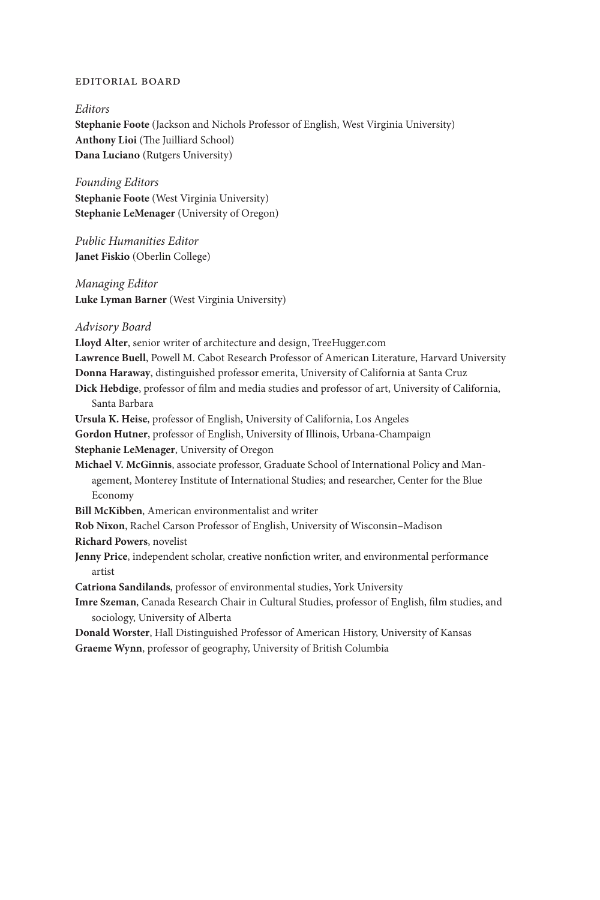## EDITORIAL BOARD

*Editors*

**Stephanie Foote** (Jackson and Nichols Professor of English, West Virginia University)
**Anthony Lioi** (The Juilliard School)
**Dana Luciano** (Rutgers University)

*Founding Editors*

**Stephanie Foote** (West Virginia University)
**Stephanie LeMenager** (University of Oregon)

*Public Humanities Editor*

**Janet Fiskio** (Oberlin College)

*Managing Editor*

**Luke Lyman Barner** (West Virginia University)

*Advisory Board*

**Lloyd Alter**, senior writer of architecture and design, TreeHugger.com
**Lawrence Buell**, Powell M. Cabot Research Professor of American Literature, Harvard University
**Donna Haraway**, distinguished professor emerita, University of California at Santa Cruz
**Dick Hebdige**, professor of film and media studies and professor of art, University of California, Santa Barbara
**Ursula K. Heise**, professor of English, University of California, Los Angeles
**Gordon Hutner**, professor of English, University of Illinois, Urbana-Champaign
**Stephanie LeMenager**, University of Oregon
**Michael V. McGinnis**, associate professor, Graduate School of International Policy and Management, Monterey Institute of International Studies; and researcher, Center for the Blue Economy
**Bill McKibben**, American environmentalist and writer
**Rob Nixon**, Rachel Carson Professor of English, University of Wisconsin–Madison
**Richard Powers**, novelist
**Jenny Price**, independent scholar, creative nonfiction writer, and environmental performance artist
**Catriona Sandilands**, professor of environmental studies, York University
**Imre Szeman**, Canada Research Chair in Cultural Studies, professor of English, film studies, and sociology, University of Alberta
**Donald Worster**, Hall Distinguished Professor of American History, University of Kansas
**Graeme Wynn**, professor of geography, University of British Columbia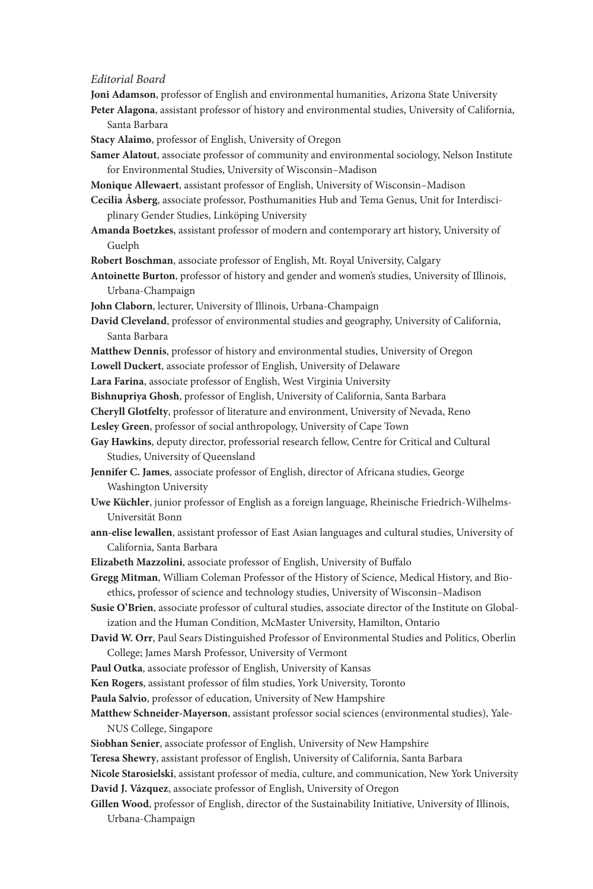*Editorial Board*

**Joni Adamson**, professor of English and environmental humanities, Arizona State University

**Peter Alagona**, assistant professor of history and environmental studies, University of California, Santa Barbara

**Stacy Alaimo**, professor of English, University of Oregon

**Samer Alatout**, associate professor of community and environmental sociology, Nelson Institute for Environmental Studies, University of Wisconsin–Madison

**Monique Allewaert**, assistant professor of English, University of Wisconsin–Madison

**Cecilia Åsberg**, associate professor, Posthumanities Hub and Tema Genus, Unit for Interdisciplinary Gender Studies, Linköping University

**Amanda Boetzkes**, assistant professor of modern and contemporary art history, University of Guelph

**Robert Boschman**, associate professor of English, Mt. Royal University, Calgary

**Antoinette Burton**, professor of history and gender and women's studies, University of Illinois, Urbana-Champaign

**John Claborn**, lecturer, University of Illinois, Urbana-Champaign

**David Cleveland**, professor of environmental studies and geography, University of California, Santa Barbara

**Matthew Dennis**, professor of history and environmental studies, University of Oregon

**Lowell Duckert**, associate professor of English, University of Delaware

**Lara Farina**, associate professor of English, West Virginia University

**Bishnupriya Ghosh**, professor of English, University of California, Santa Barbara

**Cheryll Glotfelty**, professor of literature and environment, University of Nevada, Reno

**Lesley Green**, professor of social anthropology, University of Cape Town

**Gay Hawkins**, deputy director, professorial research fellow, Centre for Critical and Cultural Studies, University of Queensland

**Jennifer C. James**, associate professor of English, director of Africana studies, George Washington University

**Uwe Küchler**, junior professor of English as a foreign language, Rheinische Friedrich-Wilhelms-Universität Bonn

**ann-elise lewallen**, assistant professor of East Asian languages and cultural studies, University of California, Santa Barbara

**Elizabeth Mazzolini**, associate professor of English, University of Buffalo

**Gregg Mitman**, William Coleman Professor of the History of Science, Medical History, and Bioethics, professor of science and technology studies, University of Wisconsin–Madison

**Susie O'Brien**, associate professor of cultural studies, associate director of the Institute on Globalization and the Human Condition, McMaster University, Hamilton, Ontario

**David W. Orr**, Paul Sears Distinguished Professor of Environmental Studies and Politics, Oberlin College; James Marsh Professor, University of Vermont

**Paul Outka**, associate professor of English, University of Kansas

**Ken Rogers**, assistant professor of film studies, York University, Toronto

**Paula Salvio**, professor of education, University of New Hampshire

**Matthew Schneider-Mayerson**, assistant professor social sciences (environmental studies), Yale-NUS College, Singapore

**Siobhan Senier**, associate professor of English, University of New Hampshire

**Teresa Shewry**, assistant professor of English, University of California, Santa Barbara

**Nicole Starosielski**, assistant professor of media, culture, and communication, New York University

**David J. Vázquez**, associate professor of English, University of Oregon

**Gillen Wood**, professor of English, director of the Sustainability Initiative, University of Illinois, Urbana-Champaign